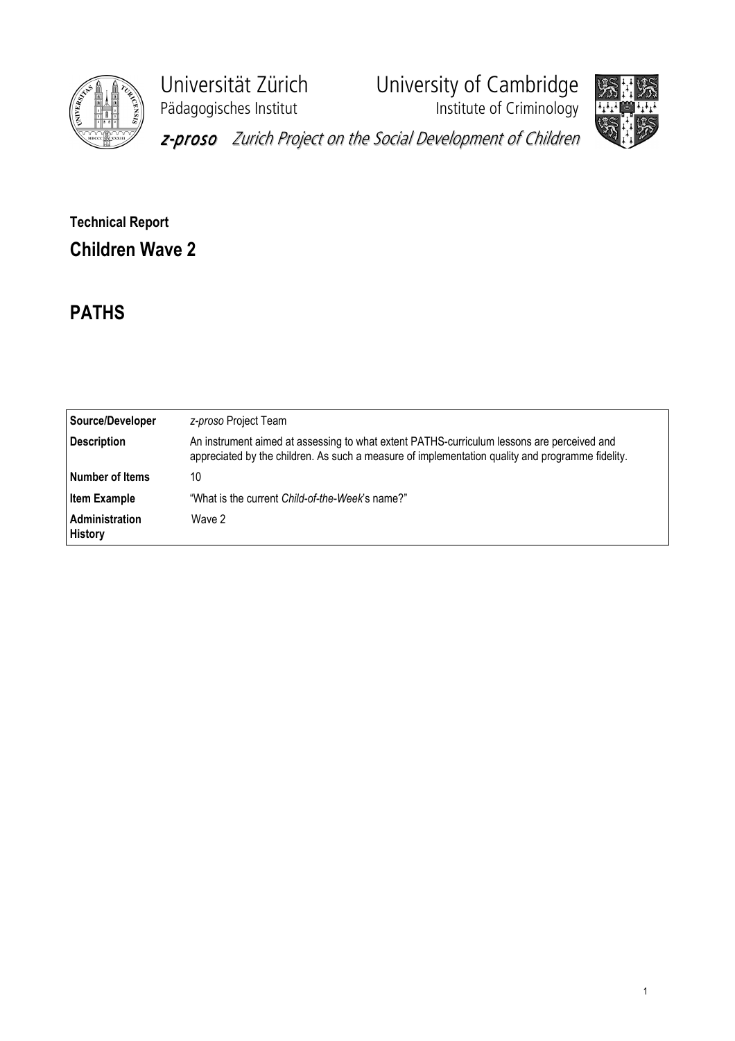Universität Zürich
Pädagogisches Institut

University of Cambridge
Institute of Criminology

*z-proso* *Zurich Project on the Social Development of Children*

**Technical Report**

## Children Wave 2

# PATHS

| | |
|---|---|
| **Source/Developer** | *z-proso* Project Team |
| **Description** | An instrument aimed at assessing to what extent PATHS-curriculum lessons are perceived and appreciated by the children. As such a measure of implementation quality and programme fidelity. |
| **Number of Items** | 10 |
| **Item Example** | "What is the current *Child-of-the-Week*'s name?" |
| **Administration History** | Wave 2 |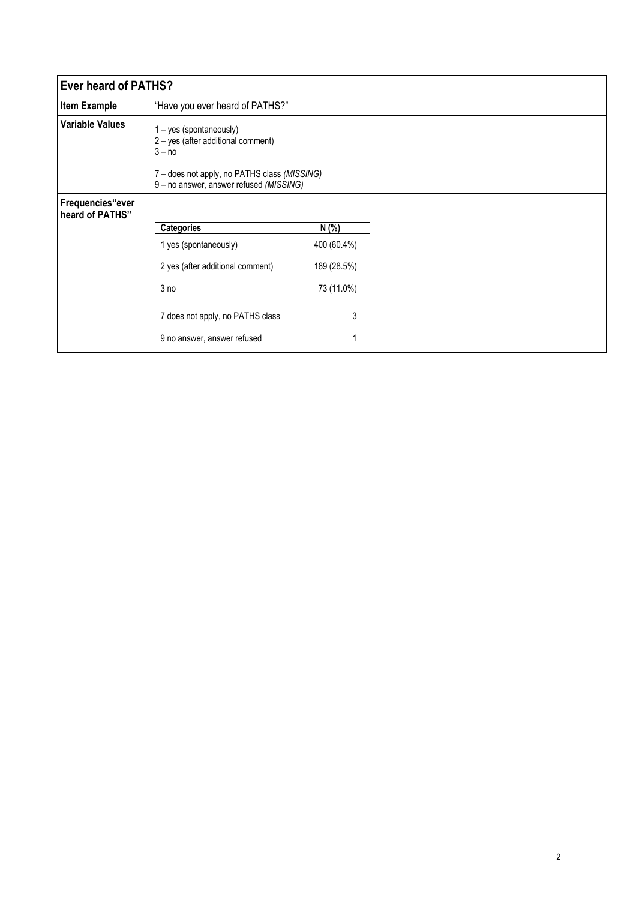## Ever heard of PATHS?

**Item Example**

"Have you ever heard of PATHS?"

**Variable Values**

1 – yes (spontaneously)
2 – yes (after additional comment)
3 – no

7 – does not apply, no PATHS class *(MISSING)*
9 – no answer, answer refused *(MISSING)*

**Frequencies "ever heard of PATHS"**

| Categories | N (%) |
|---|---|
| 1 yes (spontaneously) | 400 (60.4%) |
| 2 yes (after additional comment) | 189 (28.5%) |
| 3 no | 73 (11.0%) |
| 7 does not apply, no PATHS class | 3 |
| 9 no answer, answer refused | 1 |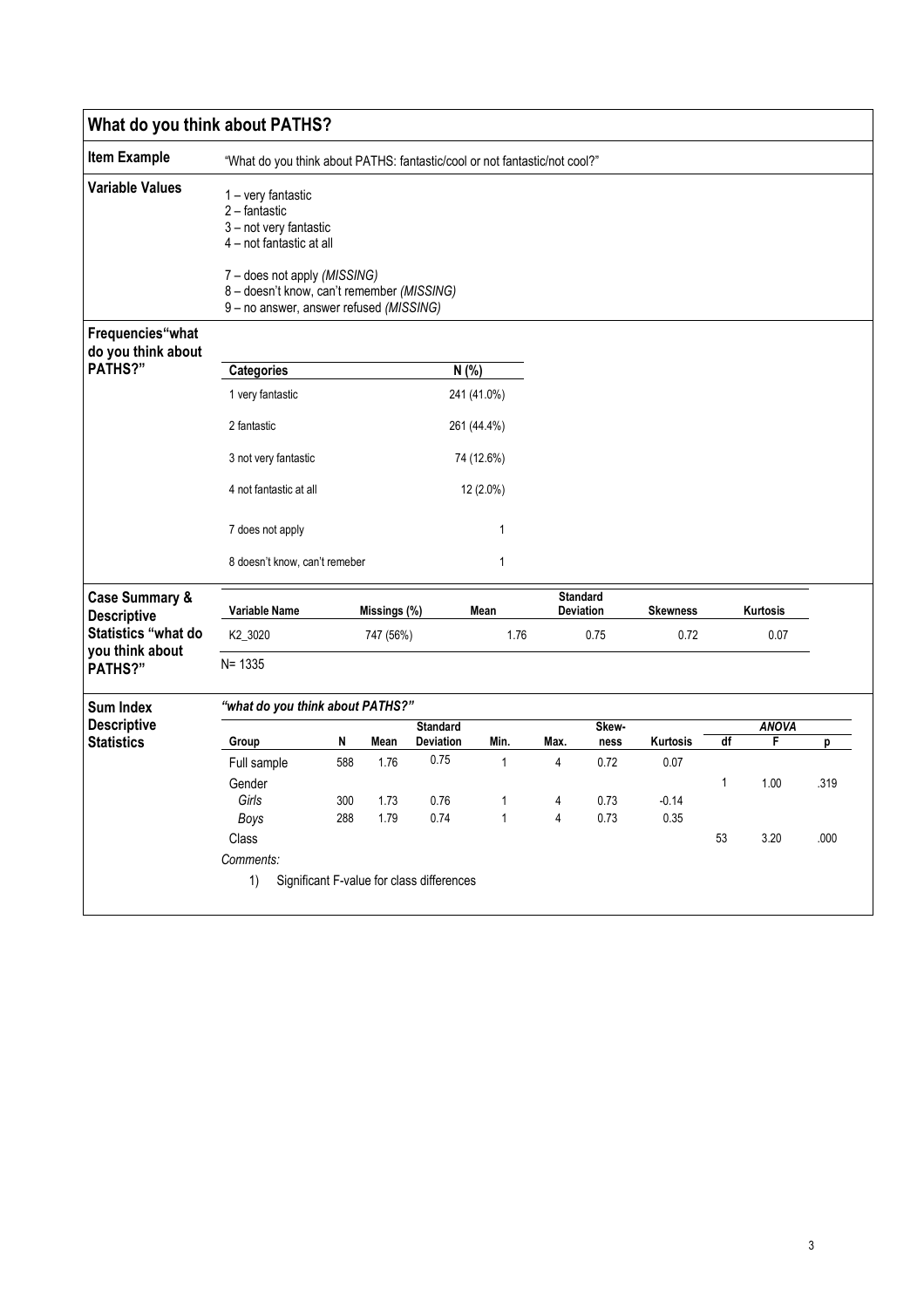## What do you think about PATHS?

**Item Example**

"What do you think about PATHS: fantastic/cool or not fantastic/not cool?"

**Variable Values**

1 – very fantastic
2 – fantastic
3 – not very fantastic
4 – not fantastic at all

7 – does not apply *(MISSING)*
8 – doesn't know, can't remember *(MISSING)*
9 – no answer, answer refused *(MISSING)*

**Frequencies "what do you think about PATHS?"**

| Categories | N (%) |
|---|---|
| 1 very fantastic | 241 (41.0%) |
| 2 fantastic | 261 (44.4%) |
| 3 not very fantastic | 74 (12.6%) |
| 4 not fantastic at all | 12 (2.0%) |
| 7 does not apply | 1 |
| 8 doesn't know, can't remeber | 1 |

**Case Summary & Descriptive Statistics "what do you think about PATHS?"**

| Variable Name | Missings (%) | Mean | Standard Deviation | Skewness | Kurtosis |
|---|---|---|---|---|---|
| K2_3020 | 747 (56%) | 1.76 | 0.75 | 0.72 | 0.07 |

N= 1335

**Sum Index Descriptive Statistics**

*"what do you think about PATHS?"*

| Group | N | Mean | Standard Deviation | Min. | Max. | Skew-ness | Kurtosis | ANOVA df | ANOVA F | ANOVA p |
|---|---|---|---|---|---|---|---|---|---|---|
| Full sample | 588 | 1.76 | 0.75 | 1 | 4 | 0.72 | 0.07 | | | |
| Gender | | | | | | | | 1 | 1.00 | .319 |
| *Girls* | 300 | 1.73 | 0.76 | 1 | 4 | 0.73 | -0.14 | | | |
| *Boys* | 288 | 1.79 | 0.74 | 1 | 4 | 0.73 | 0.35 | | | |
| Class | | | | | | | | 53 | 3.20 | .000 |

*Comments:*

1) Significant F-value for class differences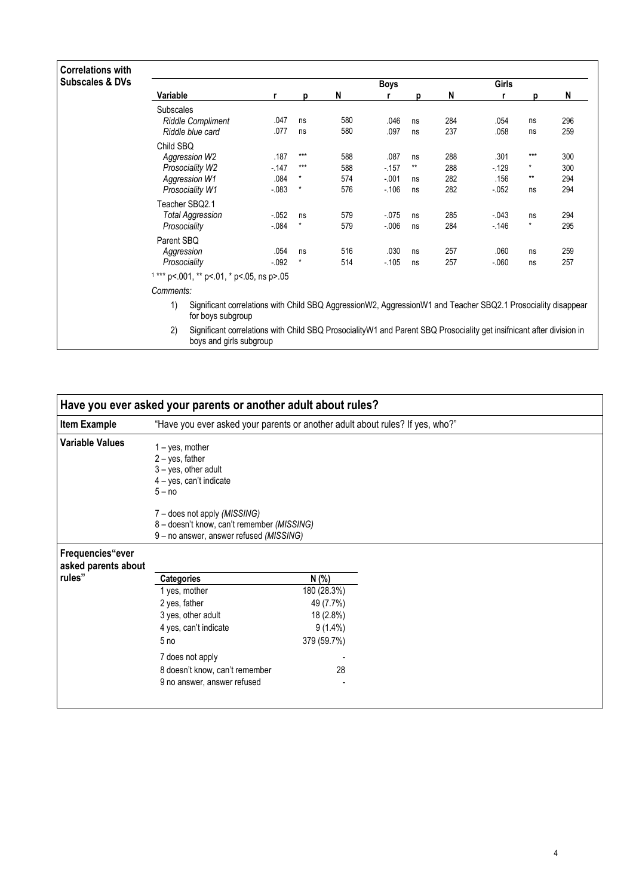**Correlations with Subscales & DVs**

| Variable | r | p | N | Boys r | p | N | Girls r | p | N |
|---|---|---|---|---|---|---|---|---|---|
| Subscales | | | | | | | | | |
| *Riddle Compliment* | .047 | ns | 580 | .046 | ns | 284 | .054 | ns | 296 |
| *Riddle blue card* | .077 | ns | 580 | .097 | ns | 237 | .058 | ns | 259 |
| Child SBQ | | | | | | | | | |
| *Aggression W2* | .187 | *** | 588 | .087 | ns | 288 | .301 | *** | 300 |
| *Prosociality W2* | -.147 | *** | 588 | -.157 | ** | 288 | -.129 | * | 300 |
| *Aggression W1* | .084 | * | 574 | -.001 | ns | 282 | .156 | ** | 294 |
| *Prosociality W1* | -.083 | * | 576 | -.106 | ns | 282 | -.052 | ns | 294 |
| Teacher SBQ2.1 | | | | | | | | | |
| *Total Aggression* | -.052 | ns | 579 | -.075 | ns | 285 | -.043 | ns | 294 |
| *Prosociality* | -.084 | * | 579 | -.006 | ns | 284 | -.146 | * | 295 |
| Parent SBQ | | | | | | | | | |
| *Aggression* | .054 | ns | 516 | .030 | ns | 257 | .060 | ns | 259 |
| *Prosociality* | -.092 | * | 514 | -.105 | ns | 257 | -.060 | ns | 257 |

[1] *** p<.001, ** p<.01, * p<.05, ns p>.05

*Comments:*

1) Significant correlations with Child SBQ AggressionW2, AggressionW1 and Teacher SBQ2.1 Prosociality disappear for boys subgroup
2) Significant correlations with Child SBQ ProsocialityW1 and Parent SBQ Prosociality get insifnicant after division in boys and girls subgroup

## Have you ever asked your parents or another adult about rules?

**Item Example**

"Have you ever asked your parents or another adult about rules? If yes, who?"

**Variable Values**

1 – yes, mother
2 – yes, father
3 – yes, other adult
4 – yes, can't indicate
5 – no

7 – does not apply *(MISSING)*
8 – doesn't know, can't remember *(MISSING)*
9 – no answer, answer refused *(MISSING)*

**Frequencies"ever asked parents about rules"**

| Categories | N (%) |
|---|---|
| 1 yes, mother | 180 (28.3%) |
| 2 yes, father | 49 (7.7%) |
| 3 yes, other adult | 18 (2.8%) |
| 4 yes, can't indicate | 9 (1.4%) |
| 5 no | 379 (59.7%) |
| 7 does not apply | - |
| 8 doesn't know, can't remember | 28 |
| 9 no answer, answer refused | - |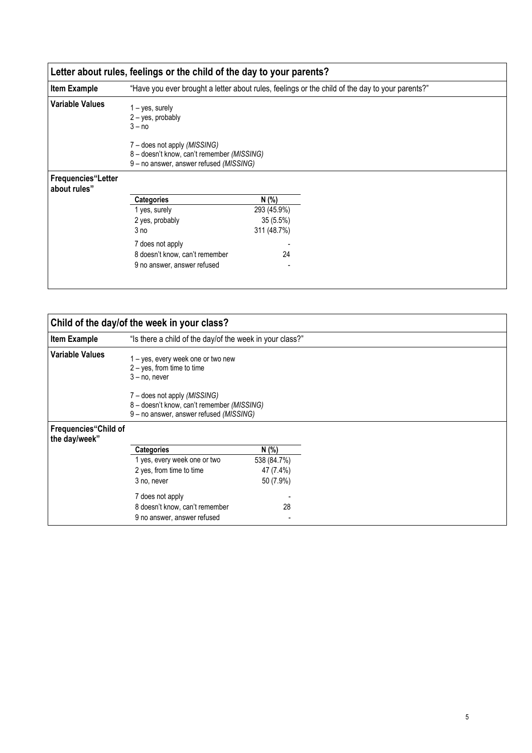## Letter about rules, feelings or the child of the day to your parents?

**Item Example**

"Have you ever brought a letter about rules, feelings or the child of the day to your parents?"

**Variable Values**

1 – yes, surely
2 – yes, probably
3 – no

7 – does not apply *(MISSING)*
8 – doesn't know, can't remember *(MISSING)*
9 – no answer, answer refused *(MISSING)*

**Frequencies "Letter about rules"**

| Categories | N (%) |
|---|---|
| 1 yes, surely | 293 (45.9%) |
| 2 yes, probably | 35 (5.5%) |
| 3 no | 311 (48.7%) |
| 7 does not apply | - |
| 8 doesn't know, can't remember | 24 |
| 9 no answer, answer refused | - |

## Child of the day/of the week in your class?

**Item Example**

"Is there a child of the day/of the week in your class?"

**Variable Values**

1 – yes, every week one or two new
2 – yes, from time to time
3 – no, never

7 – does not apply *(MISSING)*
8 – doesn't know, can't remember *(MISSING)*
9 – no answer, answer refused *(MISSING)*

**Frequencies "Child of the day/week"**

| Categories | N (%) |
|---|---|
| 1 yes, every week one or two | 538 (84.7%) |
| 2 yes, from time to time | 47 (7.4%) |
| 3 no, never | 50 (7.9%) |
| 7 does not apply | - |
| 8 doesn't know, can't remember | 28 |
| 9 no answer, answer refused | - |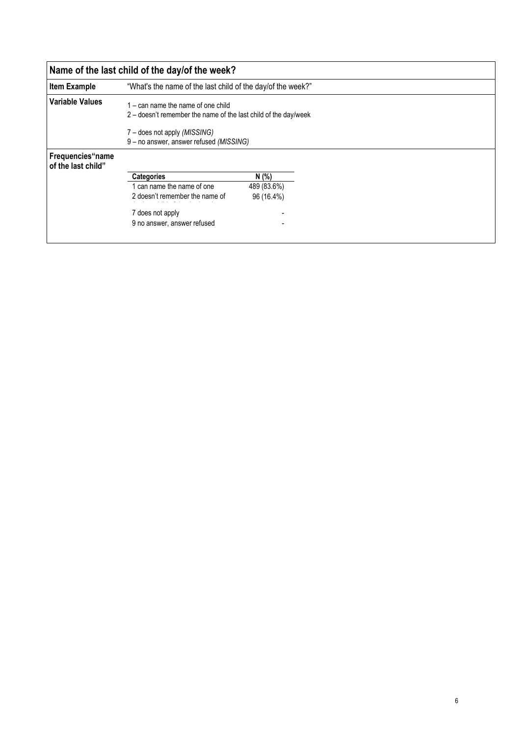## Name of the last child of the day/of the week?

| | |
|---|---|
| **Item Example** | "What's the name of the last child of the day/of the week?" |
| **Variable Values** | 1 – can name the name of one child<br>2 – doesn't remember the name of the last child of the day/week<br><br>7 – does not apply *(MISSING)*<br>9 – no answer, answer refused *(MISSING)* |

**Frequencies"name of the last child"**

| Categories | N (%) |
|---|---|
| 1 can name the name of one | 489 (83.6%) |
| 2 doesn't remember the name of | 96 (16.4%) |
| 7 does not apply | - |
| 9 no answer, answer refused | - |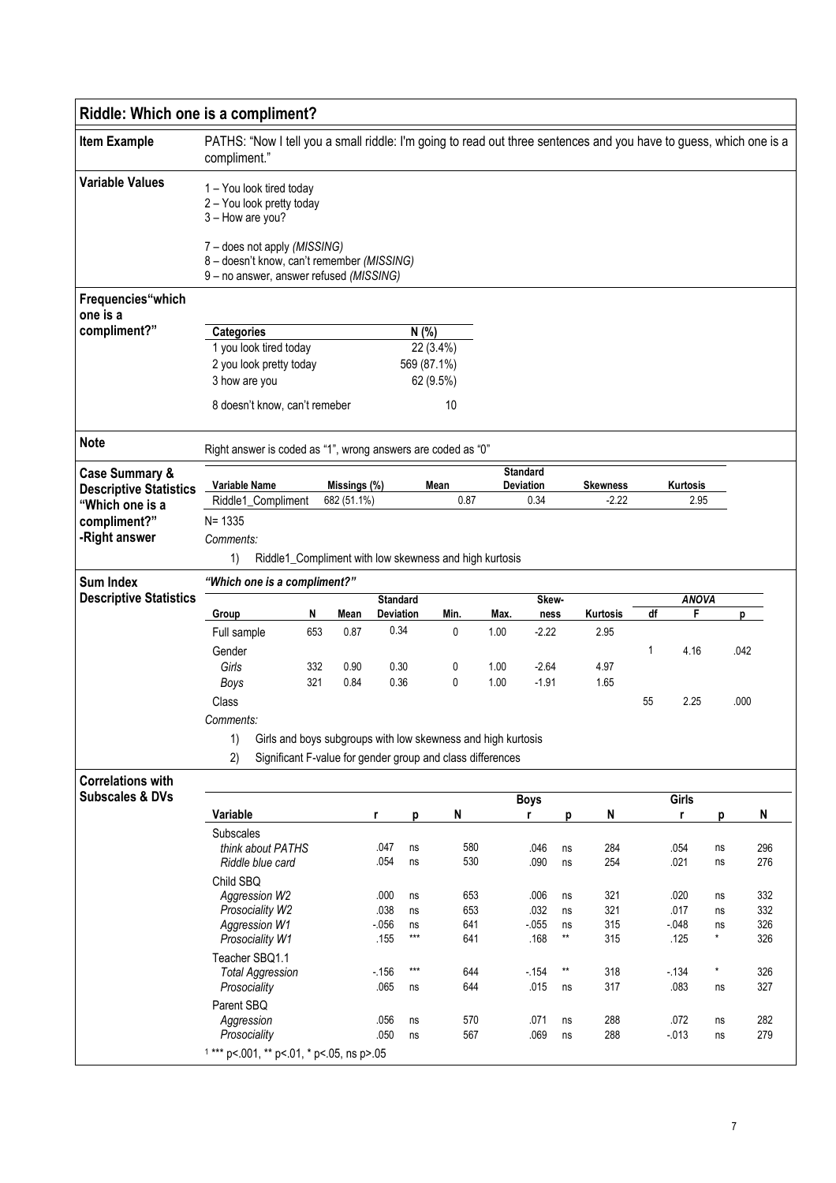## Riddle: Which one is a compliment?

**Item Example**

PATHS: "Now I tell you a small riddle: I'm going to read out three sentences and you have to guess, which one is a compliment."

**Variable Values**

1 – You look tired today
2 – You look pretty today
3 – How are you?

7 – does not apply *(MISSING)*
8 – doesn't know, can't remember *(MISSING)*
9 – no answer, answer refused *(MISSING)*

**Frequencies"which one is a compliment?"**

| Categories | N (%) |
|---|---|
| 1 you look tired today | 22 (3.4%) |
| 2 you look pretty today | 569 (87.1%) |
| 3 how are you | 62 (9.5%) |
| 8 doesn't know, can't remeber | 10 |

**Note**

Right answer is coded as "1", wrong answers are coded as "0"

**Case Summary & Descriptive Statistics "Which one is a compliment?" -Right answer**

| Variable Name | Missings (%) | Mean | Standard Deviation | Skewness | Kurtosis |
|---|---|---|---|---|---|
| Riddle1_Compliment | 682 (51.1%) | 0.87 | 0.34 | -2.22 | 2.95 |

N= 1335

*Comments:*

1) Riddle1_Compliment with low skewness and high kurtosis

**Sum Index Descriptive Statistics**

*"Which one is a compliment?"*

| Group | N | Mean | Standard Deviation | Min. | Max. | Skew-ness | Kurtosis | ANOVA df | ANOVA F | ANOVA p |
|---|---|---|---|---|---|---|---|---|---|---|
| Full sample | 653 | 0.87 | 0.34 | 0 | 1.00 | -2.22 | 2.95 | | | |
| Gender | | | | | | | | 1 | 4.16 | .042 |
| *Girls* | 332 | 0.90 | 0.30 | 0 | 1.00 | -2.64 | 4.97 | | | |
| *Boys* | 321 | 0.84 | 0.36 | 0 | 1.00 | -1.91 | 1.65 | | | |
| Class | | | | | | | | 55 | 2.25 | .000 |

*Comments:*

1) Girls and boys subgroups with low skewness and high kurtosis
2) Significant F-value for gender group and class differences

**Correlations with Subscales & DVs**

| Variable | r | p | N | Boys r | Boys p | Boys N | Girls r | Girls p | Girls N |
|---|---|---|---|---|---|---|---|---|---|
| Subscales | | | | | | | | | |
| *think about PATHS* | .047 | ns | 580 | .046 | ns | 284 | .054 | ns | 296 |
| *Riddle blue card* | .054 | ns | 530 | .090 | ns | 254 | .021 | ns | 276 |
| Child SBQ | | | | | | | | | |
| *Aggression W2* | .000 | ns | 653 | .006 | ns | 321 | .020 | ns | 332 |
| *Prosociality W2* | .038 | ns | 653 | .032 | ns | 321 | .017 | ns | 332 |
| *Aggression W1* | -.056 | ns | 641 | -.055 | ns | 315 | -.048 | ns | 326 |
| *Prosociality W1* | .155 | *** | 641 | .168 | ** | 315 | .125 | * | 326 |
| Teacher SBQ1.1 | | | | | | | | | |
| *Total Aggression* | -.156 | *** | 644 | -.154 | ** | 318 | -.134 | * | 326 |
| *Prosociality* | .065 | ns | 644 | .015 | ns | 317 | .083 | ns | 327 |
| Parent SBQ | | | | | | | | | |
| *Aggression* | .056 | ns | 570 | .071 | ns | 288 | .072 | ns | 282 |
| *Prosociality* | .050 | ns | 567 | .069 | ns | 288 | -.013 | ns | 279 |

[1] *** p<.001, ** p<.01, * p<.05, ns p>.05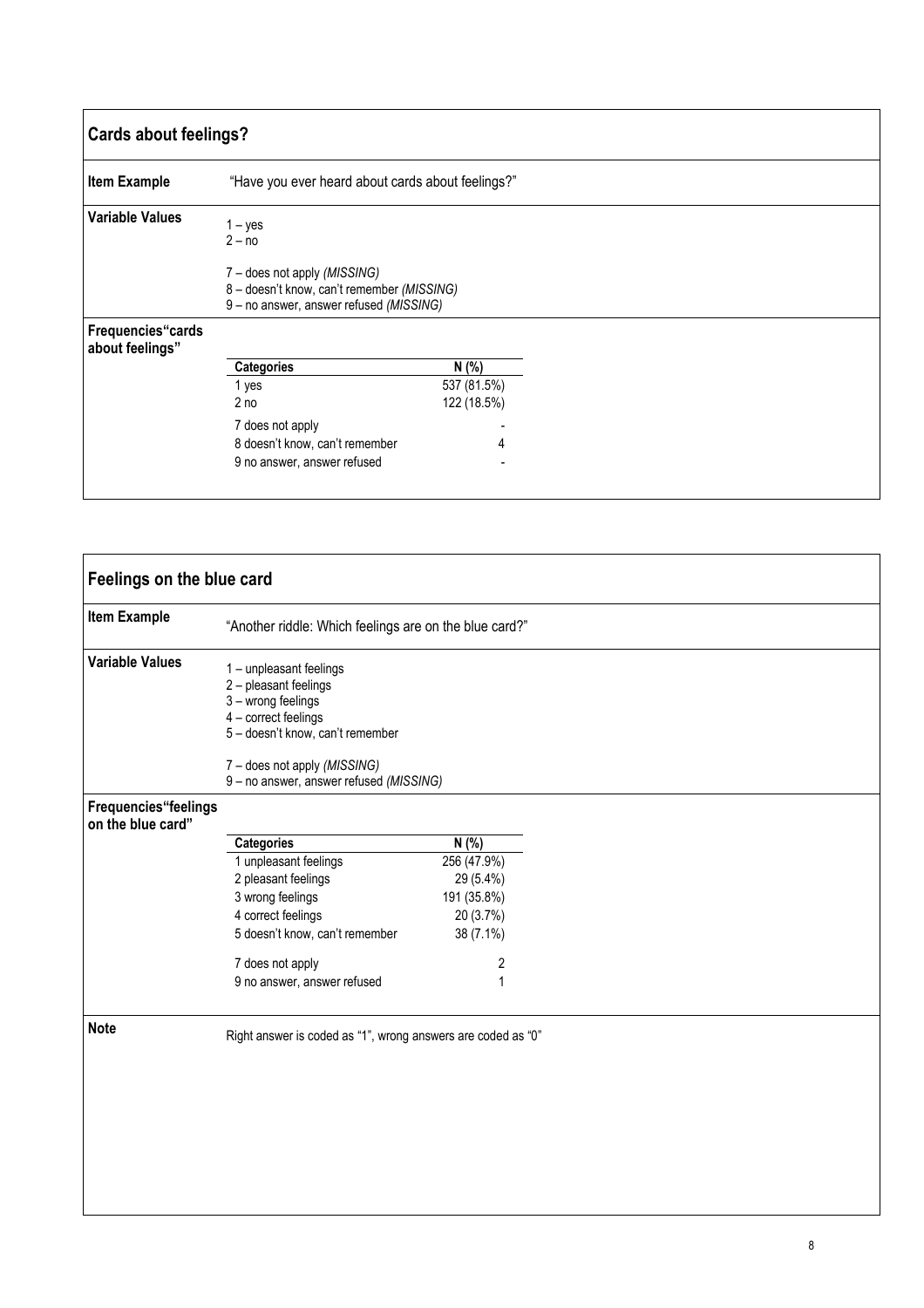## Cards about feelings?

**Item Example**

"Have you ever heard about cards about feelings?"

**Variable Values**

1 – yes
2 – no

7 – does not apply *(MISSING)*
8 – doesn't know, can't remember *(MISSING)*
9 – no answer, answer refused *(MISSING)*

**Frequencies "cards about feelings"**

| Categories | N (%) |
|---|---|
| 1 yes | 537 (81.5%) |
| 2 no | 122 (18.5%) |
| 7 does not apply | - |
| 8 doesn't know, can't remember | 4 |
| 9 no answer, answer refused | - |

## Feelings on the blue card

**Item Example**

"Another riddle: Which feelings are on the blue card?"

**Variable Values**

1 – unpleasant feelings
2 – pleasant feelings
3 – wrong feelings
4 – correct feelings
5 – doesn't know, can't remember

7 – does not apply *(MISSING)*
9 – no answer, answer refused *(MISSING)*

**Frequencies "feelings on the blue card"**

| Categories | N (%) |
|---|---|
| 1 unpleasant feelings | 256 (47.9%) |
| 2 pleasant feelings | 29 (5.4%) |
| 3 wrong feelings | 191 (35.8%) |
| 4 correct feelings | 20 (3.7%) |
| 5 doesn't know, can't remember | 38 (7.1%) |
| 7 does not apply | 2 |
| 9 no answer, answer refused | 1 |

**Note**

Right answer is coded as "1", wrong answers are coded as "0"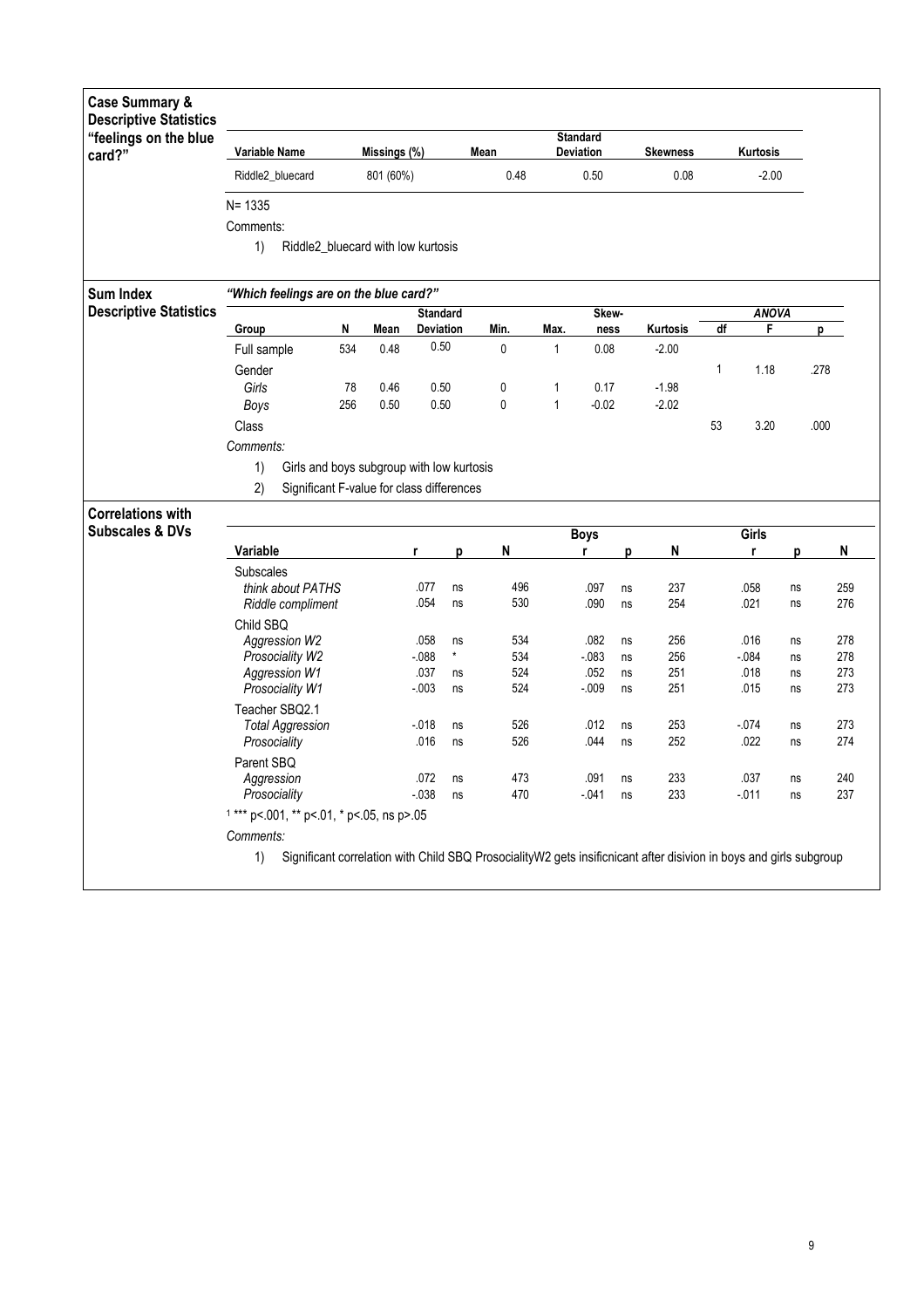**Case Summary & Descriptive Statistics "feelings on the blue card?"**

| Variable Name | Missings (%) | Mean | Standard Deviation | Skewness | Kurtosis |
|---|---|---|---|---|---|
| Riddle2_bluecard | 801 (60%) | 0.48 | 0.50 | 0.08 | -2.00 |

N= 1335

Comments:

1) Riddle2_bluecard with low kurtosis

**Sum Index Descriptive Statistics**

*"Which feelings are on the blue card?"*

| Group | N | Mean | Standard Deviation | Min. | Max. | Skewness | Kurtosis | ANOVA df | F | p |
|---|---|---|---|---|---|---|---|---|---|---|
| Full sample | 534 | 0.48 | 0.50 | 0 | 1 | 0.08 | -2.00 | | | |
| Gender | | | | | | | | 1 | 1.18 | .278 |
| *Girls* | 78 | 0.46 | 0.50 | 0 | 1 | 0.17 | -1.98 | | | |
| *Boys* | 256 | 0.50 | 0.50 | 0 | 1 | -0.02 | -2.02 | | | |
| Class | | | | | | | | 53 | 3.20 | .000 |

*Comments:*

1) Girls and boys subgroup with low kurtosis
2) Significant F-value for class differences

**Correlations with Subscales & DVs**

| Variable | r | p | N | Boys r | p | N | Girls r | p | N |
|---|---|---|---|---|---|---|---|---|---|
| Subscales | | | | | | | | | |
| *think about PATHS* | .077 | ns | 496 | .097 | ns | 237 | .058 | ns | 259 |
| *Riddle compliment* | .054 | ns | 530 | .090 | ns | 254 | .021 | ns | 276 |
| Child SBQ | | | | | | | | | |
| *Aggression W2* | .058 | ns | 534 | .082 | ns | 256 | .016 | ns | 278 |
| *Prosociality W2* | -.088 | * | 534 | -.083 | ns | 256 | -.084 | ns | 278 |
| *Aggression W1* | .037 | ns | 524 | .052 | ns | 251 | .018 | ns | 273 |
| *Prosociality W1* | -.003 | ns | 524 | -.009 | ns | 251 | .015 | ns | 273 |
| Teacher SBQ2.1 | | | | | | | | | |
| *Total Aggression* | -.018 | ns | 526 | .012 | ns | 253 | -.074 | ns | 273 |
| *Prosociality* | .016 | ns | 526 | .044 | ns | 252 | .022 | ns | 274 |
| Parent SBQ | | | | | | | | | |
| *Aggression* | .072 | ns | 473 | .091 | ns | 233 | .037 | ns | 240 |
| *Prosociality* | -.038 | ns | 470 | -.041 | ns | 233 | -.011 | ns | 237 |

[1] *** p<.001, ** p<.01, * p<.05, ns p>.05

*Comments:*

1) Significant correlation with Child SBQ ProsocialityW2 gets insificnicant after disivion in boys and girls subgroup